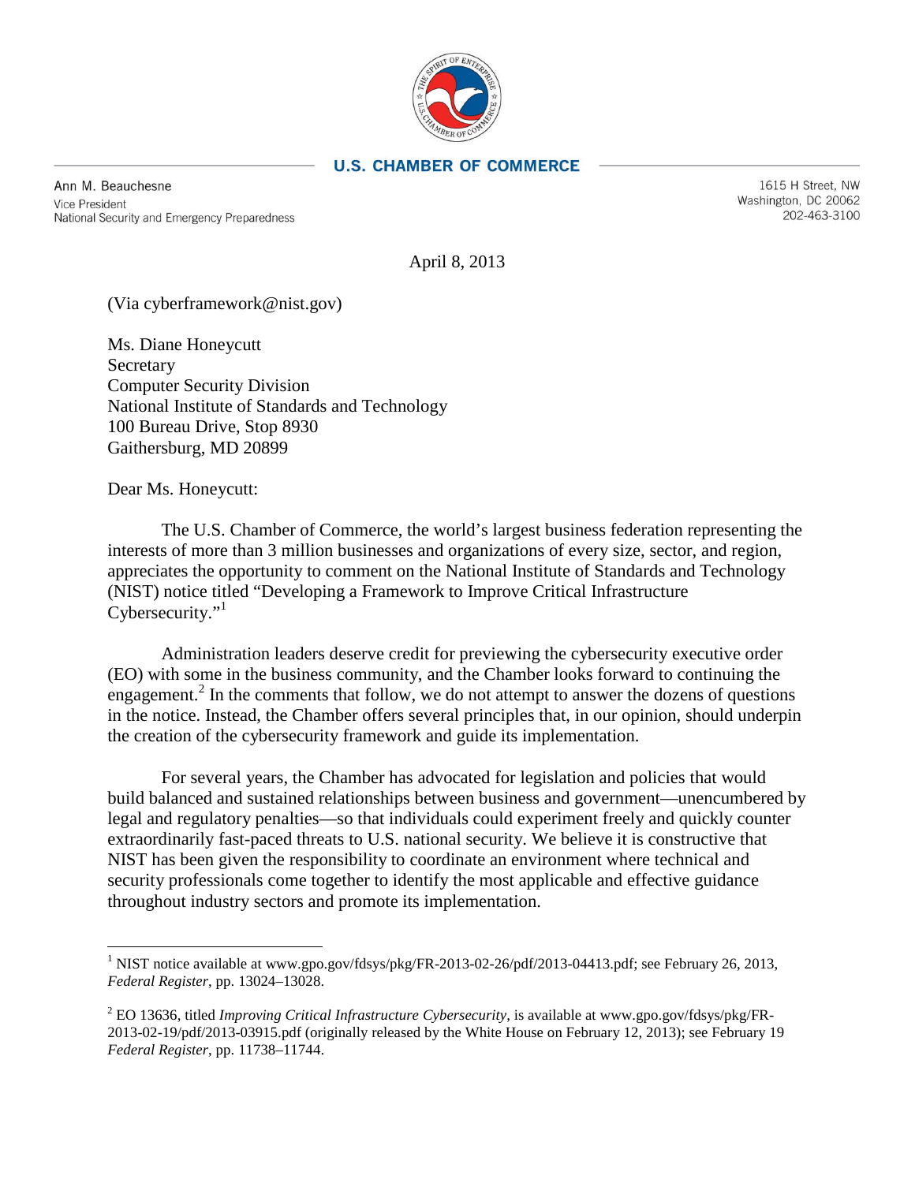**U.S. CHAMBER OF COMMERCE**

Ann M. Beauchesne
Vice President
National Security and Emergency Preparedness

1615 H Street, NW
Washington, DC 20062
202-463-3100

April 8, 2013

(Via cyberframework@nist.gov)

Ms. Diane Honeycutt
Secretary
Computer Security Division
National Institute of Standards and Technology
100 Bureau Drive, Stop 8930
Gaithersburg, MD 20899

Dear Ms. Honeycutt:

The U.S. Chamber of Commerce, the world's largest business federation representing the interests of more than 3 million businesses and organizations of every size, sector, and region, appreciates the opportunity to comment on the National Institute of Standards and Technology (NIST) notice titled "Developing a Framework to Improve Critical Infrastructure Cybersecurity."[1]

Administration leaders deserve credit for previewing the cybersecurity executive order (EO) with some in the business community, and the Chamber looks forward to continuing the engagement.[2] In the comments that follow, we do not attempt to answer the dozens of questions in the notice. Instead, the Chamber offers several principles that, in our opinion, should underpin the creation of the cybersecurity framework and guide its implementation.

For several years, the Chamber has advocated for legislation and policies that would build balanced and sustained relationships between business and government—unencumbered by legal and regulatory penalties—so that individuals could experiment freely and quickly counter extraordinarily fast-paced threats to U.S. national security. We believe it is constructive that NIST has been given the responsibility to coordinate an environment where technical and security professionals come together to identify the most applicable and effective guidance throughout industry sectors and promote its implementation.

---

[1] NIST notice available at www.gpo.gov/fdsys/pkg/FR-2013-02-26/pdf/2013-04413.pdf; see February 26, 2013, *Federal Register*, pp. 13024–13028.

[2] EO 13636, titled *Improving Critical Infrastructure Cybersecurity*, is available at www.gpo.gov/fdsys/pkg/FR-2013-02-19/pdf/2013-03915.pdf (originally released by the White House on February 12, 2013); see February 19 *Federal Register*, pp. 11738–11744.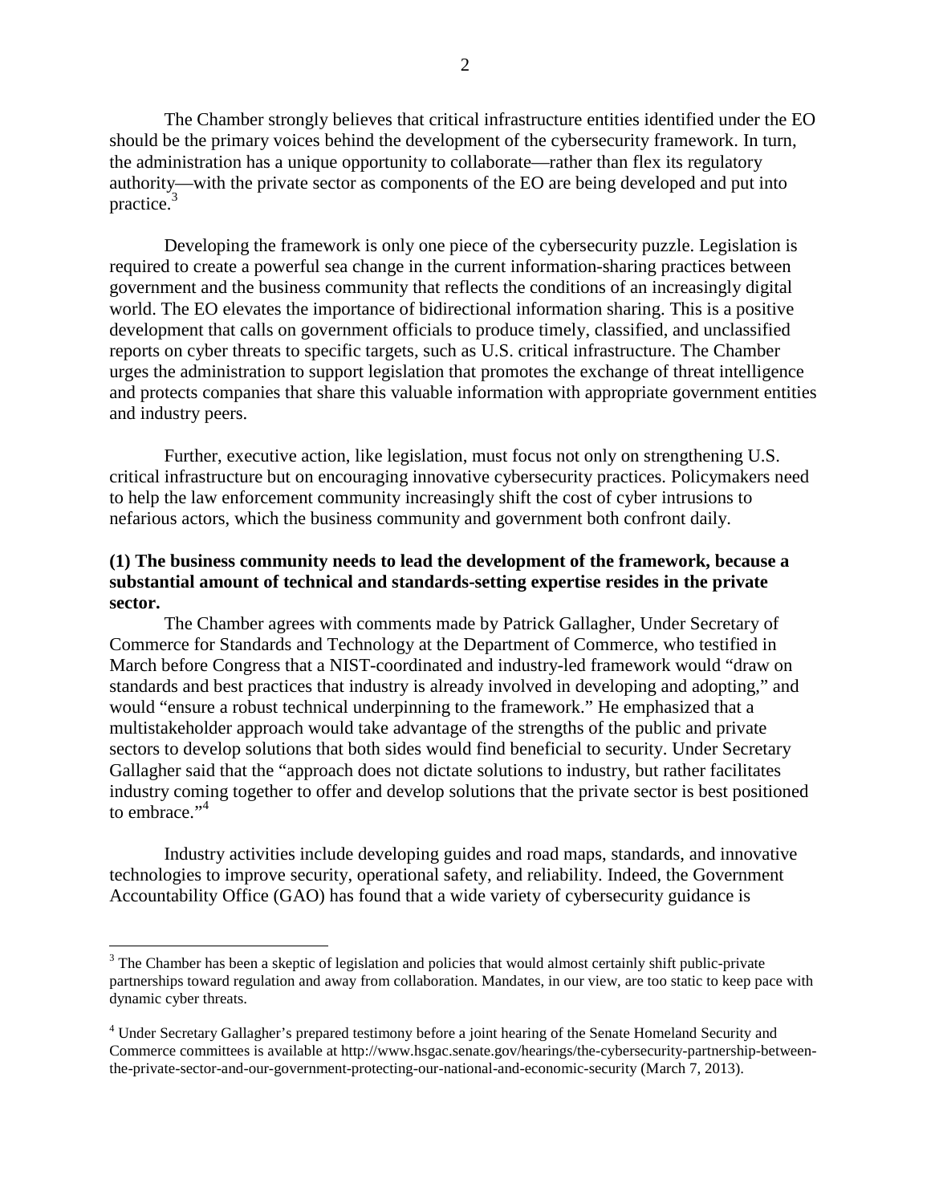The Chamber strongly believes that critical infrastructure entities identified under the EO should be the primary voices behind the development of the cybersecurity framework. In turn, the administration has a unique opportunity to collaborate—rather than flex its regulatory authority—with the private sector as components of the EO are being developed and put into practice.[3]

Developing the framework is only one piece of the cybersecurity puzzle. Legislation is required to create a powerful sea change in the current information-sharing practices between government and the business community that reflects the conditions of an increasingly digital world. The EO elevates the importance of bidirectional information sharing. This is a positive development that calls on government officials to produce timely, classified, and unclassified reports on cyber threats to specific targets, such as U.S. critical infrastructure. The Chamber urges the administration to support legislation that promotes the exchange of threat intelligence and protects companies that share this valuable information with appropriate government entities and industry peers.

Further, executive action, like legislation, must focus not only on strengthening U.S. critical infrastructure but on encouraging innovative cybersecurity practices. Policymakers need to help the law enforcement community increasingly shift the cost of cyber intrusions to nefarious actors, which the business community and government both confront daily.

**(1) The business community needs to lead the development of the framework, because a substantial amount of technical and standards-setting expertise resides in the private sector.**

The Chamber agrees with comments made by Patrick Gallagher, Under Secretary of Commerce for Standards and Technology at the Department of Commerce, who testified in March before Congress that a NIST-coordinated and industry-led framework would "draw on standards and best practices that industry is already involved in developing and adopting," and would "ensure a robust technical underpinning to the framework." He emphasized that a multistakeholder approach would take advantage of the strengths of the public and private sectors to develop solutions that both sides would find beneficial to security. Under Secretary Gallagher said that the "approach does not dictate solutions to industry, but rather facilitates industry coming together to offer and develop solutions that the private sector is best positioned to embrace."[4]

Industry activities include developing guides and road maps, standards, and innovative technologies to improve security, operational safety, and reliability. Indeed, the Government Accountability Office (GAO) has found that a wide variety of cybersecurity guidance is

---

[3] The Chamber has been a skeptic of legislation and policies that would almost certainly shift public-private partnerships toward regulation and away from collaboration. Mandates, in our view, are too static to keep pace with dynamic cyber threats.

[4] Under Secretary Gallagher's prepared testimony before a joint hearing of the Senate Homeland Security and Commerce committees is available at http://www.hsgac.senate.gov/hearings/the-cybersecurity-partnership-between-the-private-sector-and-our-government-protecting-our-national-and-economic-security (March 7, 2013).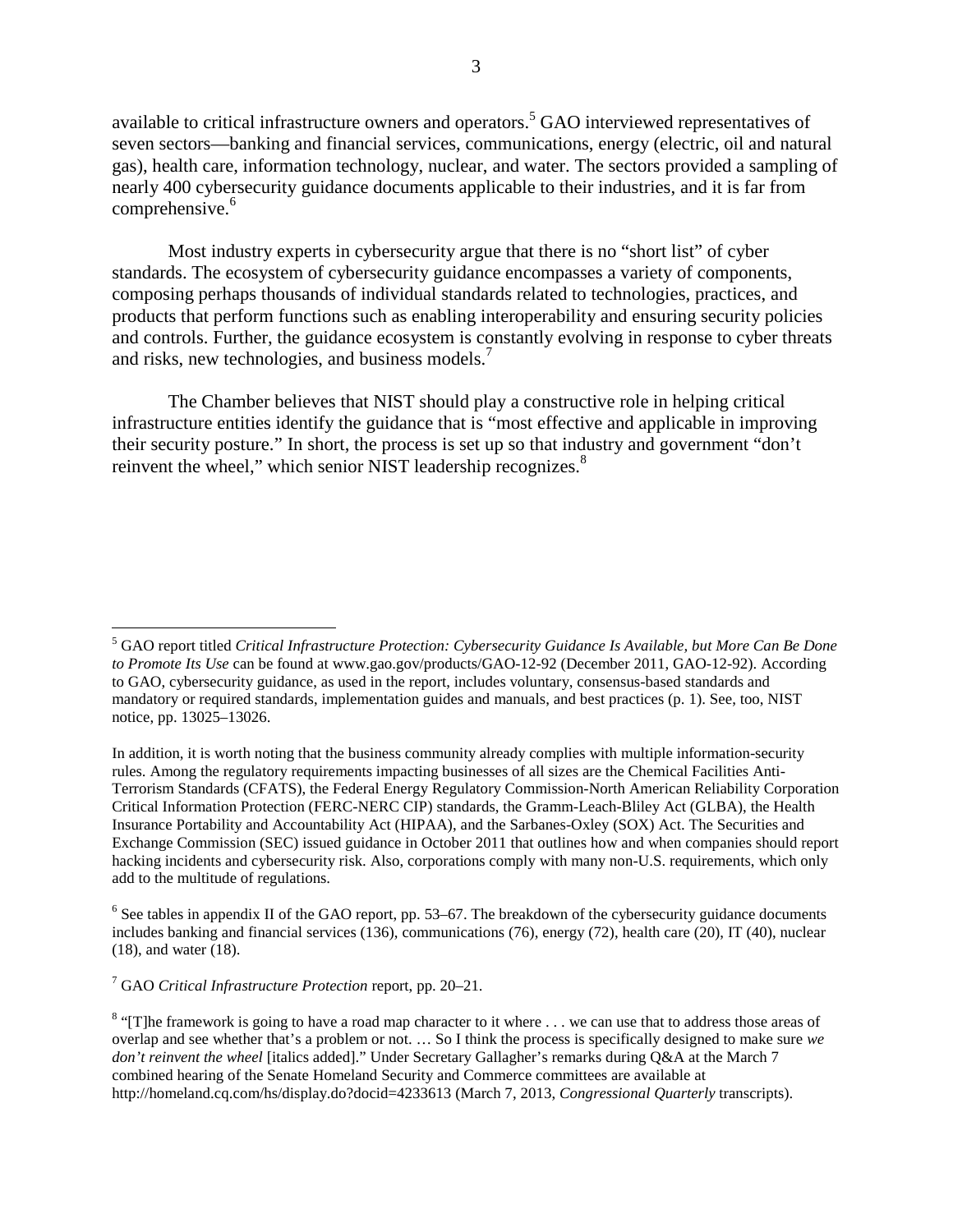available to critical infrastructure owners and operators.[5] GAO interviewed representatives of seven sectors—banking and financial services, communications, energy (electric, oil and natural gas), health care, information technology, nuclear, and water. The sectors provided a sampling of nearly 400 cybersecurity guidance documents applicable to their industries, and it is far from comprehensive.[6]

Most industry experts in cybersecurity argue that there is no "short list" of cyber standards. The ecosystem of cybersecurity guidance encompasses a variety of components, composing perhaps thousands of individual standards related to technologies, practices, and products that perform functions such as enabling interoperability and ensuring security policies and controls. Further, the guidance ecosystem is constantly evolving in response to cyber threats and risks, new technologies, and business models.[7]

The Chamber believes that NIST should play a constructive role in helping critical infrastructure entities identify the guidance that is "most effective and applicable in improving their security posture." In short, the process is set up so that industry and government "don't reinvent the wheel," which senior NIST leadership recognizes.[8]

---

[5] GAO report titled *Critical Infrastructure Protection: Cybersecurity Guidance Is Available, but More Can Be Done to Promote Its Use* can be found at www.gao.gov/products/GAO-12-92 (December 2011, GAO-12-92). According to GAO, cybersecurity guidance, as used in the report, includes voluntary, consensus-based standards and mandatory or required standards, implementation guides and manuals, and best practices (p. 1). See, too, NIST notice, pp. 13025–13026.

In addition, it is worth noting that the business community already complies with multiple information-security rules. Among the regulatory requirements impacting businesses of all sizes are the Chemical Facilities Anti-Terrorism Standards (CFATS), the Federal Energy Regulatory Commission-North American Reliability Corporation Critical Information Protection (FERC-NERC CIP) standards, the Gramm-Leach-Bliley Act (GLBA), the Health Insurance Portability and Accountability Act (HIPAA), and the Sarbanes-Oxley (SOX) Act. The Securities and Exchange Commission (SEC) issued guidance in October 2011 that outlines how and when companies should report hacking incidents and cybersecurity risk. Also, corporations comply with many non-U.S. requirements, which only add to the multitude of regulations.

[6] See tables in appendix II of the GAO report, pp. 53–67. The breakdown of the cybersecurity guidance documents includes banking and financial services (136), communications (76), energy (72), health care (20), IT (40), nuclear (18), and water (18).

[7] GAO *Critical Infrastructure Protection* report, pp. 20–21.

[8] "[T]he framework is going to have a road map character to it where . . . we can use that to address those areas of overlap and see whether that's a problem or not. … So I think the process is specifically designed to make sure *we don't reinvent the wheel* [italics added]." Under Secretary Gallagher's remarks during Q&A at the March 7 combined hearing of the Senate Homeland Security and Commerce committees are available at http://homeland.cq.com/hs/display.do?docid=4233613 (March 7, 2013, *Congressional Quarterly* transcripts).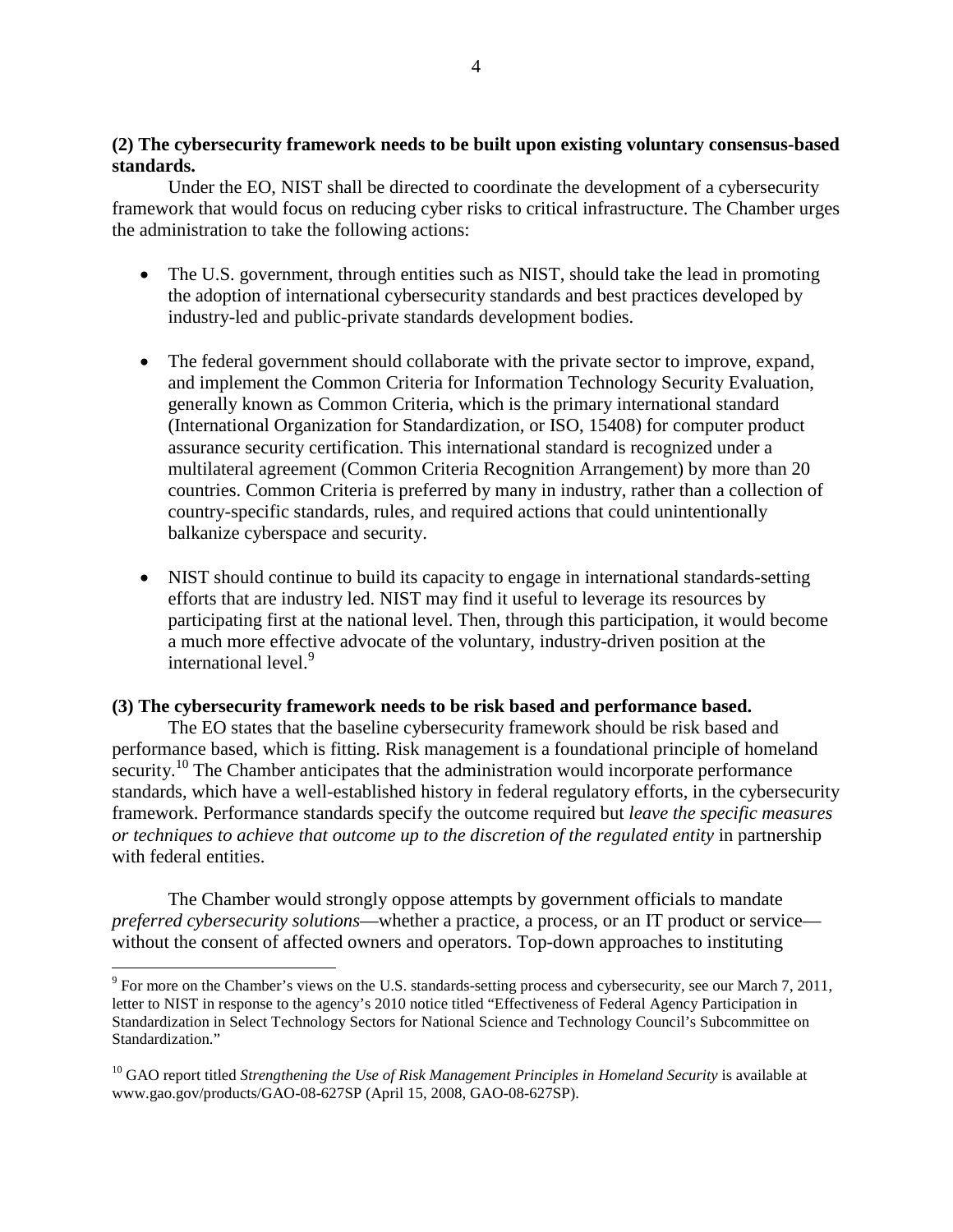**(2) The cybersecurity framework needs to be built upon existing voluntary consensus-based standards.**

Under the EO, NIST shall be directed to coordinate the development of a cybersecurity framework that would focus on reducing cyber risks to critical infrastructure. The Chamber urges the administration to take the following actions:

- The U.S. government, through entities such as NIST, should take the lead in promoting the adoption of international cybersecurity standards and best practices developed by industry-led and public-private standards development bodies.

- The federal government should collaborate with the private sector to improve, expand, and implement the Common Criteria for Information Technology Security Evaluation, generally known as Common Criteria, which is the primary international standard (International Organization for Standardization, or ISO, 15408) for computer product assurance security certification. This international standard is recognized under a multilateral agreement (Common Criteria Recognition Arrangement) by more than 20 countries. Common Criteria is preferred by many in industry, rather than a collection of country-specific standards, rules, and required actions that could unintentionally balkanize cyberspace and security.

- NIST should continue to build its capacity to engage in international standards-setting efforts that are industry led. NIST may find it useful to leverage its resources by participating first at the national level. Then, through this participation, it would become a much more effective advocate of the voluntary, industry-driven position at the international level.[9]

**(3) The cybersecurity framework needs to be risk based and performance based.**

The EO states that the baseline cybersecurity framework should be risk based and performance based, which is fitting. Risk management is a foundational principle of homeland security.[10] The Chamber anticipates that the administration would incorporate performance standards, which have a well-established history in federal regulatory efforts, in the cybersecurity framework. Performance standards specify the outcome required but *leave the specific measures or techniques to achieve that outcome up to the discretion of the regulated entity* in partnership with federal entities.

The Chamber would strongly oppose attempts by government officials to mandate *preferred cybersecurity solutions*—whether a practice, a process, or an IT product or service—without the consent of affected owners and operators. Top-down approaches to instituting

---

[9] For more on the Chamber's views on the U.S. standards-setting process and cybersecurity, see our March 7, 2011, letter to NIST in response to the agency's 2010 notice titled "Effectiveness of Federal Agency Participation in Standardization in Select Technology Sectors for National Science and Technology Council's Subcommittee on Standardization."

[10] GAO report titled *Strengthening the Use of Risk Management Principles in Homeland Security* is available at www.gao.gov/products/GAO-08-627SP (April 15, 2008, GAO-08-627SP).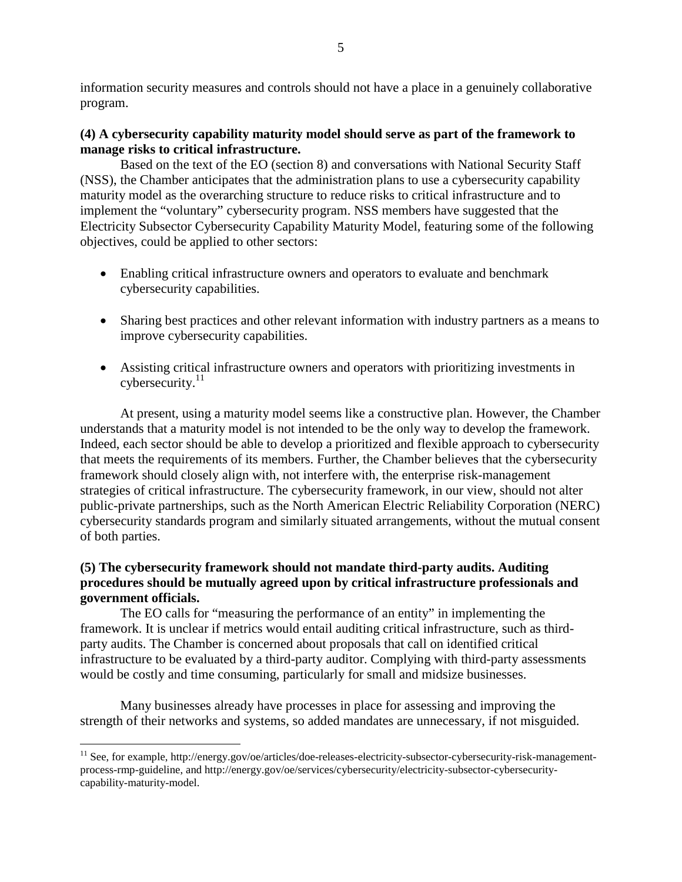information security measures and controls should not have a place in a genuinely collaborative program.

**(4) A cybersecurity capability maturity model should serve as part of the framework to manage risks to critical infrastructure.**

Based on the text of the EO (section 8) and conversations with National Security Staff (NSS), the Chamber anticipates that the administration plans to use a cybersecurity capability maturity model as the overarching structure to reduce risks to critical infrastructure and to implement the "voluntary" cybersecurity program. NSS members have suggested that the Electricity Subsector Cybersecurity Capability Maturity Model, featuring some of the following objectives, could be applied to other sectors:

- Enabling critical infrastructure owners and operators to evaluate and benchmark cybersecurity capabilities.
- Sharing best practices and other relevant information with industry partners as a means to improve cybersecurity capabilities.
- Assisting critical infrastructure owners and operators with prioritizing investments in cybersecurity.[11]

At present, using a maturity model seems like a constructive plan. However, the Chamber understands that a maturity model is not intended to be the only way to develop the framework. Indeed, each sector should be able to develop a prioritized and flexible approach to cybersecurity that meets the requirements of its members. Further, the Chamber believes that the cybersecurity framework should closely align with, not interfere with, the enterprise risk-management strategies of critical infrastructure. The cybersecurity framework, in our view, should not alter public-private partnerships, such as the North American Electric Reliability Corporation (NERC) cybersecurity standards program and similarly situated arrangements, without the mutual consent of both parties.

**(5) The cybersecurity framework should not mandate third-party audits. Auditing procedures should be mutually agreed upon by critical infrastructure professionals and government officials.**

The EO calls for "measuring the performance of an entity" in implementing the framework. It is unclear if metrics would entail auditing critical infrastructure, such as third-party audits. The Chamber is concerned about proposals that call on identified critical infrastructure to be evaluated by a third-party auditor. Complying with third-party assessments would be costly and time consuming, particularly for small and midsize businesses.

Many businesses already have processes in place for assessing and improving the strength of their networks and systems, so added mandates are unnecessary, if not misguided.

---

[11] See, for example, http://energy.gov/oe/articles/doe-releases-electricity-subsector-cybersecurity-risk-management-process-rmp-guideline, and http://energy.gov/oe/services/cybersecurity/electricity-subsector-cybersecurity-capability-maturity-model.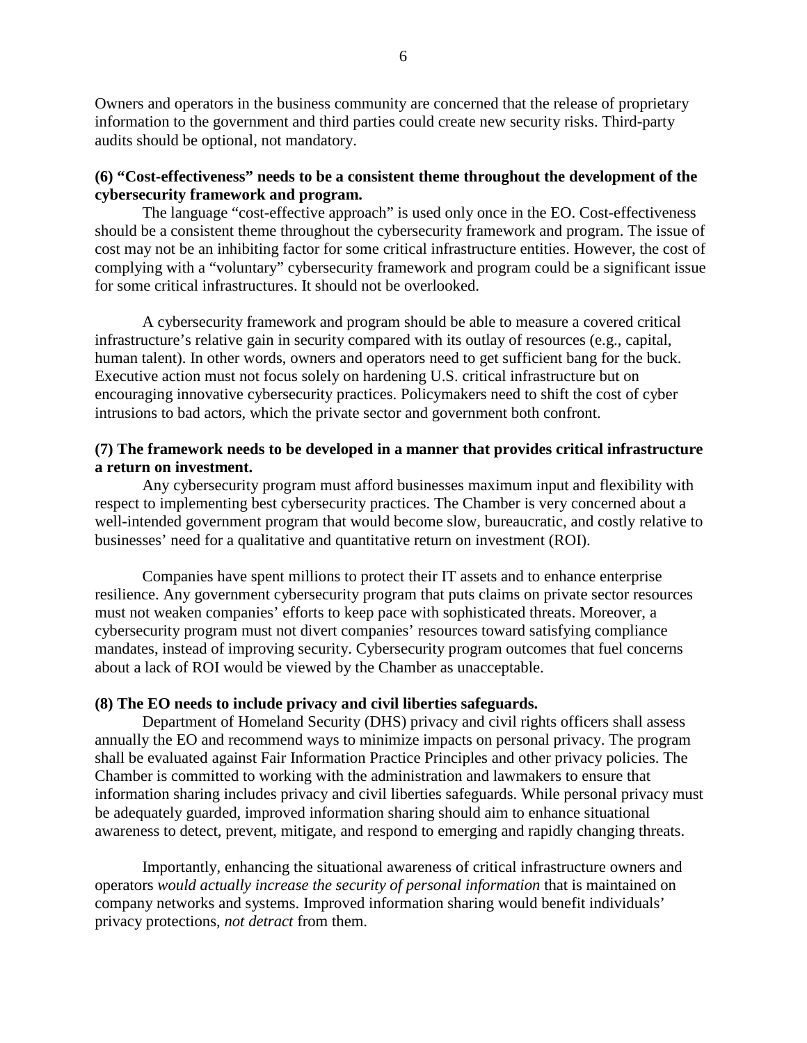Owners and operators in the business community are concerned that the release of proprietary information to the government and third parties could create new security risks. Third-party audits should be optional, not mandatory.

**(6) "Cost-effectiveness" needs to be a consistent theme throughout the development of the cybersecurity framework and program.**

The language "cost-effective approach" is used only once in the EO. Cost-effectiveness should be a consistent theme throughout the cybersecurity framework and program. The issue of cost may not be an inhibiting factor for some critical infrastructure entities. However, the cost of complying with a "voluntary" cybersecurity framework and program could be a significant issue for some critical infrastructures. It should not be overlooked.

A cybersecurity framework and program should be able to measure a covered critical infrastructure's relative gain in security compared with its outlay of resources (e.g., capital, human talent). In other words, owners and operators need to get sufficient bang for the buck. Executive action must not focus solely on hardening U.S. critical infrastructure but on encouraging innovative cybersecurity practices. Policymakers need to shift the cost of cyber intrusions to bad actors, which the private sector and government both confront.

**(7) The framework needs to be developed in a manner that provides critical infrastructure a return on investment.**

Any cybersecurity program must afford businesses maximum input and flexibility with respect to implementing best cybersecurity practices. The Chamber is very concerned about a well-intended government program that would become slow, bureaucratic, and costly relative to businesses' need for a qualitative and quantitative return on investment (ROI).

Companies have spent millions to protect their IT assets and to enhance enterprise resilience. Any government cybersecurity program that puts claims on private sector resources must not weaken companies' efforts to keep pace with sophisticated threats. Moreover, a cybersecurity program must not divert companies' resources toward satisfying compliance mandates, instead of improving security. Cybersecurity program outcomes that fuel concerns about a lack of ROI would be viewed by the Chamber as unacceptable.

**(8) The EO needs to include privacy and civil liberties safeguards.**

Department of Homeland Security (DHS) privacy and civil rights officers shall assess annually the EO and recommend ways to minimize impacts on personal privacy. The program shall be evaluated against Fair Information Practice Principles and other privacy policies. The Chamber is committed to working with the administration and lawmakers to ensure that information sharing includes privacy and civil liberties safeguards. While personal privacy must be adequately guarded, improved information sharing should aim to enhance situational awareness to detect, prevent, mitigate, and respond to emerging and rapidly changing threats.

Importantly, enhancing the situational awareness of critical infrastructure owners and operators *would actually increase the security of personal information* that is maintained on company networks and systems. Improved information sharing would benefit individuals' privacy protections, *not detract* from them.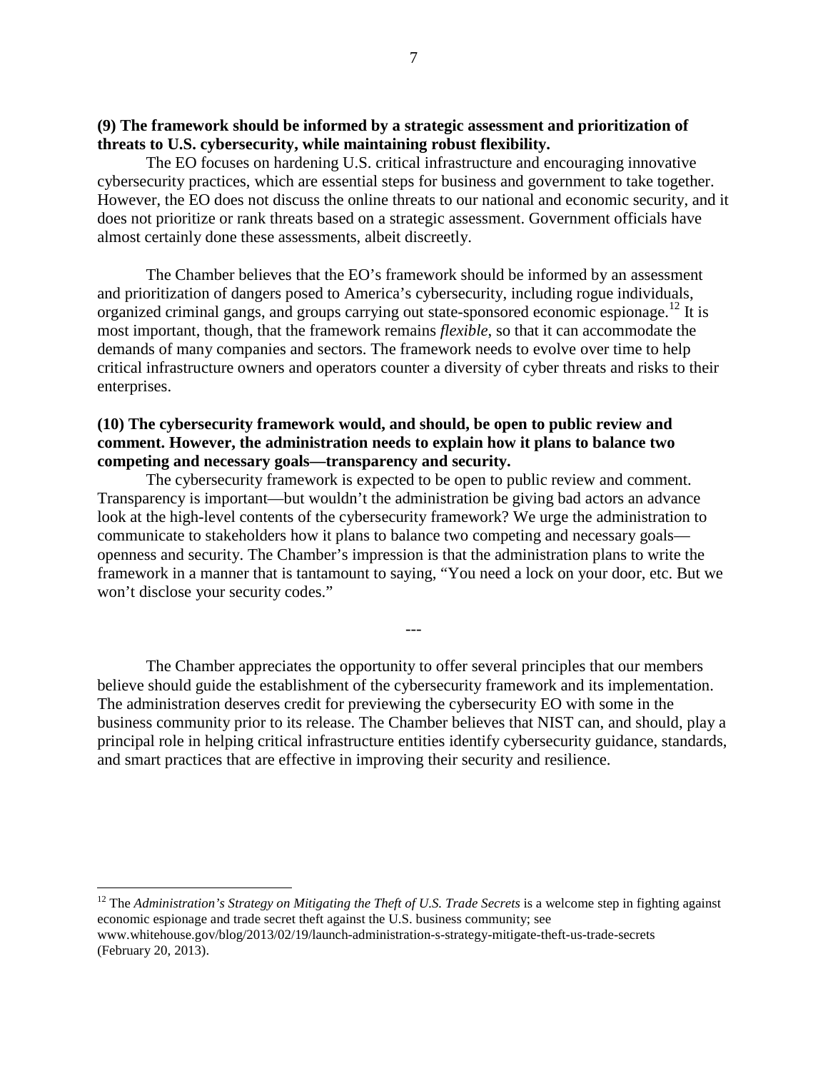**(9) The framework should be informed by a strategic assessment and prioritization of threats to U.S. cybersecurity, while maintaining robust flexibility.**

The EO focuses on hardening U.S. critical infrastructure and encouraging innovative cybersecurity practices, which are essential steps for business and government to take together. However, the EO does not discuss the online threats to our national and economic security, and it does not prioritize or rank threats based on a strategic assessment. Government officials have almost certainly done these assessments, albeit discreetly.

The Chamber believes that the EO's framework should be informed by an assessment and prioritization of dangers posed to America's cybersecurity, including rogue individuals, organized criminal gangs, and groups carrying out state-sponsored economic espionage.[12] It is most important, though, that the framework remains *flexible*, so that it can accommodate the demands of many companies and sectors. The framework needs to evolve over time to help critical infrastructure owners and operators counter a diversity of cyber threats and risks to their enterprises.

**(10) The cybersecurity framework would, and should, be open to public review and comment. However, the administration needs to explain how it plans to balance two competing and necessary goals—transparency and security.**

The cybersecurity framework is expected to be open to public review and comment. Transparency is important—but wouldn't the administration be giving bad actors an advance look at the high-level contents of the cybersecurity framework? We urge the administration to communicate to stakeholders how it plans to balance two competing and necessary goals—openness and security. The Chamber's impression is that the administration plans to write the framework in a manner that is tantamount to saying, "You need a lock on your door, etc. But we won't disclose your security codes."

---

The Chamber appreciates the opportunity to offer several principles that our members believe should guide the establishment of the cybersecurity framework and its implementation. The administration deserves credit for previewing the cybersecurity EO with some in the business community prior to its release. The Chamber believes that NIST can, and should, play a principal role in helping critical infrastructure entities identify cybersecurity guidance, standards, and smart practices that are effective in improving their security and resilience.

[12] The *Administration's Strategy on Mitigating the Theft of U.S. Trade Secrets* is a welcome step in fighting against economic espionage and trade secret theft against the U.S. business community; see www.whitehouse.gov/blog/2013/02/19/launch-administration-s-strategy-mitigate-theft-us-trade-secrets (February 20, 2013).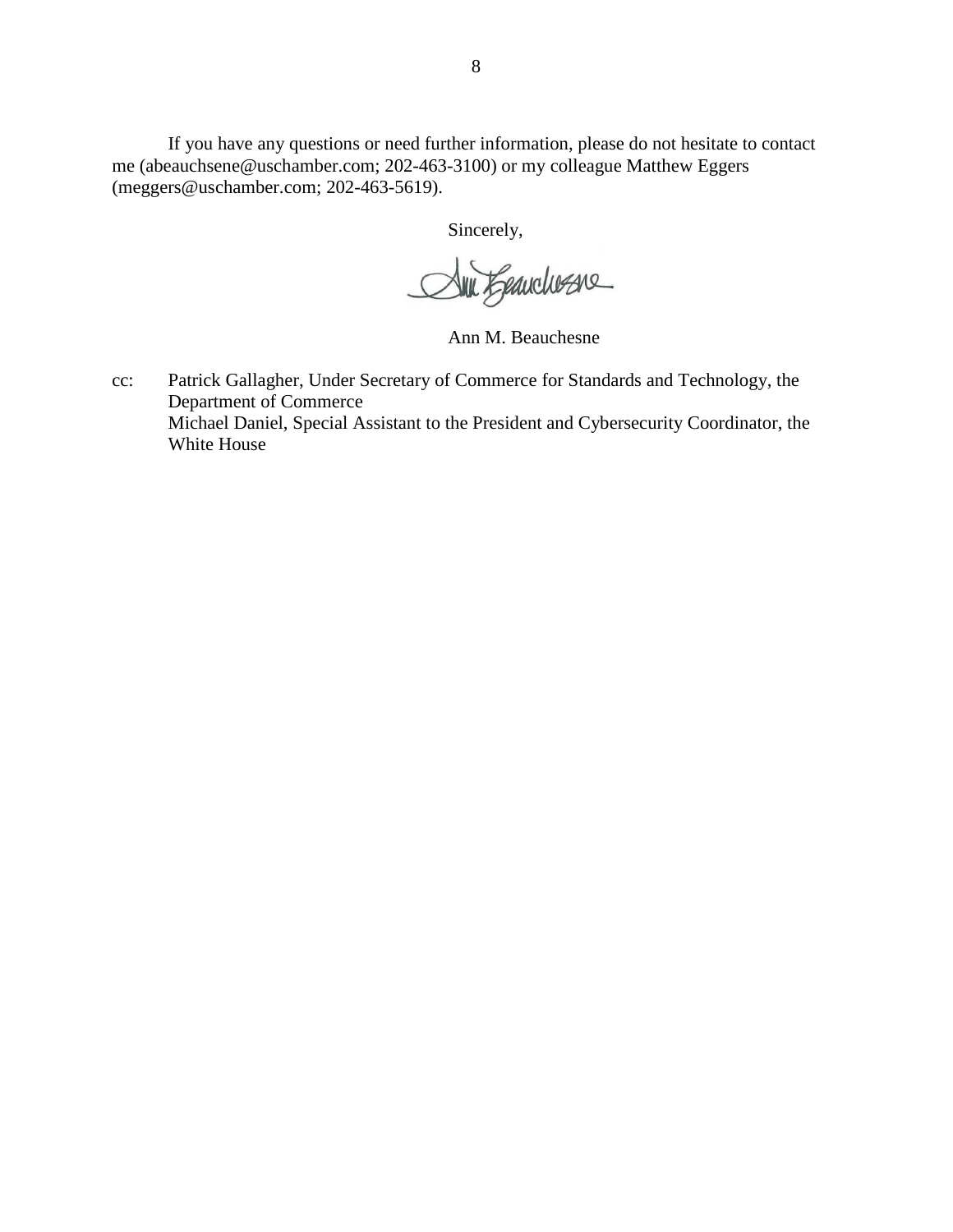If you have any questions or need further information, please do not hesitate to contact me (abeauchsene@uschamber.com; 202-463-3100) or my colleague Matthew Eggers (meggers@uschamber.com; 202-463-5619).

Sincerely,

Ann M. Beauchesne

cc: Patrick Gallagher, Under Secretary of Commerce for Standards and Technology, the Department of Commerce
Michael Daniel, Special Assistant to the President and Cybersecurity Coordinator, the White House